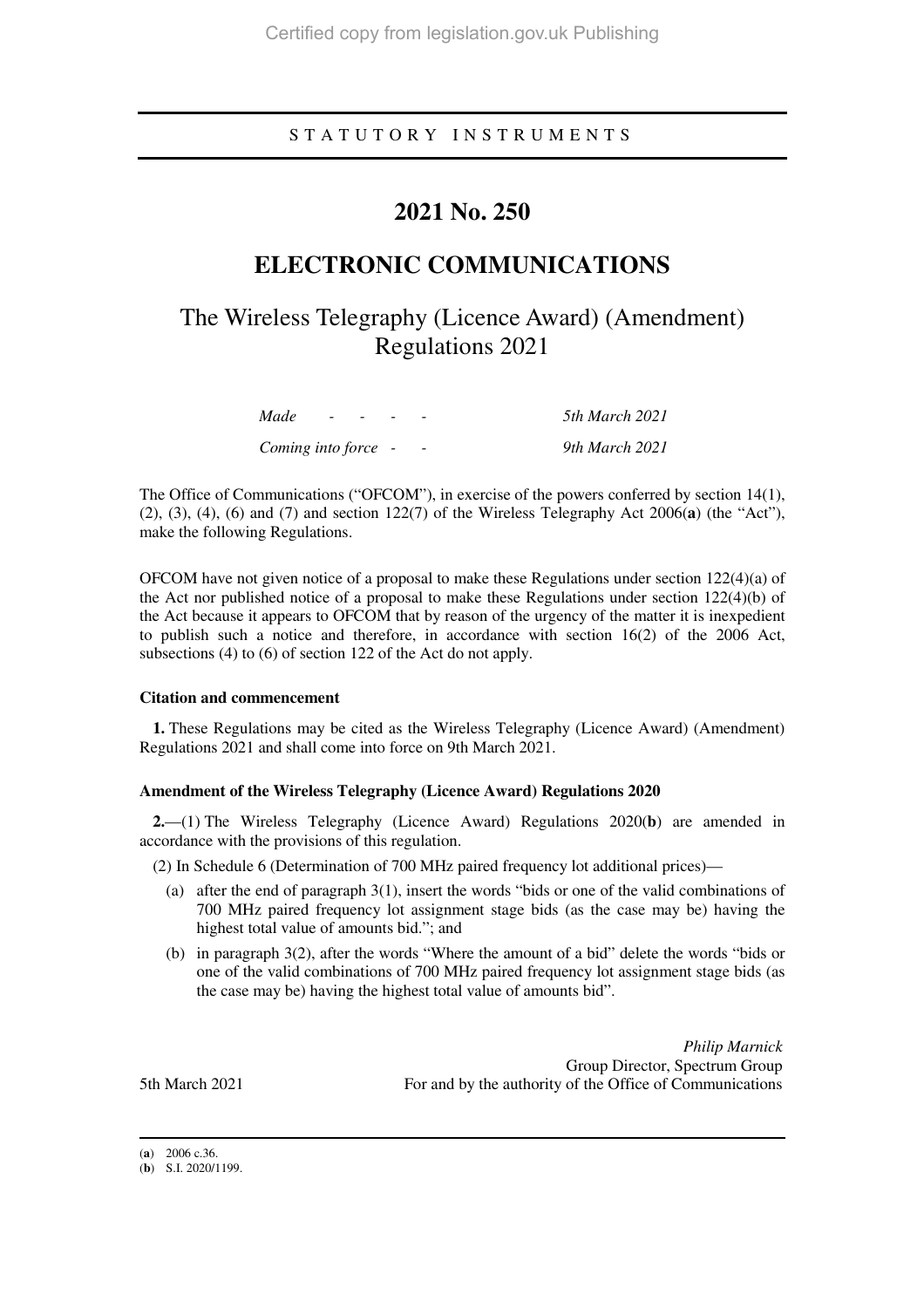STATUTORY INSTRUMENTS

# 2021 No. 250

# ELECTRONIC COMMUNICATIONS

## The Wireless Telegraphy (Licence Award) (Amendment) Regulations 2021

| | |
|---|---|
| *Made - - - -* | *5th March 2021* |
| *Coming into force - -* | *9th March 2021* |

The Office of Communications ("OFCOM"), in exercise of the powers conferred by section 14(1), (2), (3), (4), (6) and (7) and section 122(7) of the Wireless Telegraphy Act 2006(**a**) (the "Act"), make the following Regulations.

OFCOM have not given notice of a proposal to make these Regulations under section 122(4)(a) of the Act nor published notice of a proposal to make these Regulations under section 122(4)(b) of the Act because it appears to OFCOM that by reason of the urgency of the matter it is inexpedient to publish such a notice and therefore, in accordance with section 16(2) of the 2006 Act, subsections (4) to (6) of section 122 of the Act do not apply.

**Citation and commencement**

**1.** These Regulations may be cited as the Wireless Telegraphy (Licence Award) (Amendment) Regulations 2021 and shall come into force on 9th March 2021.

**Amendment of the Wireless Telegraphy (Licence Award) Regulations 2020**

**2.**—(1) The Wireless Telegraphy (Licence Award) Regulations 2020(**b**) are amended in accordance with the provisions of this regulation.

(2) In Schedule 6 (Determination of 700 MHz paired frequency lot additional prices)—

(a) after the end of paragraph 3(1), insert the words "bids or one of the valid combinations of 700 MHz paired frequency lot assignment stage bids (as the case may be) having the highest total value of amounts bid."; and

(b) in paragraph 3(2), after the words "Where the amount of a bid" delete the words "bids or one of the valid combinations of 700 MHz paired frequency lot assignment stage bids (as the case may be) having the highest total value of amounts bid".

*Philip Marnick*
Group Director, Spectrum Group
For and by the authority of the Office of Communications

5th March 2021

---

(**a**) 2006 c.36.
(**b**) S.I. 2020/1199.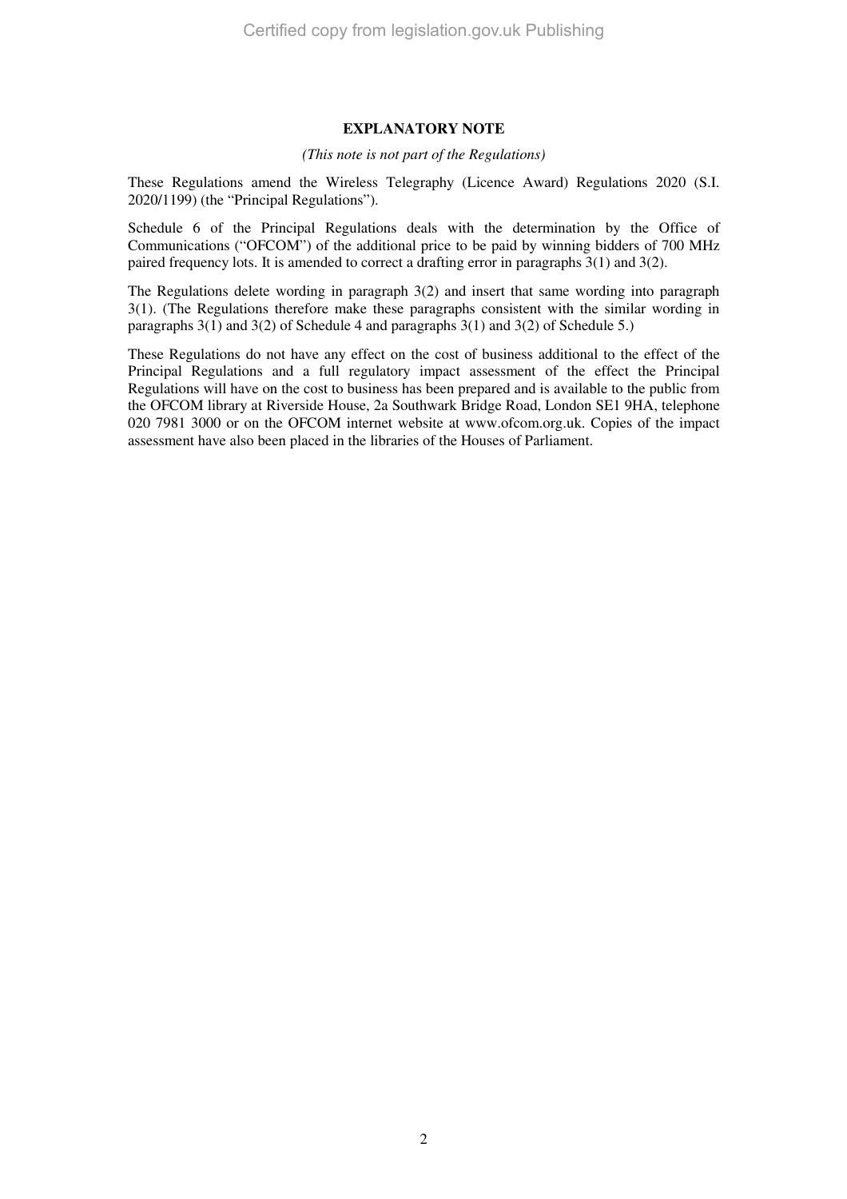**EXPLANATORY NOTE**

*(This note is not part of the Regulations)*

These Regulations amend the Wireless Telegraphy (Licence Award) Regulations 2020 (S.I. 2020/1199) (the "Principal Regulations").

Schedule 6 of the Principal Regulations deals with the determination by the Office of Communications ("OFCOM") of the additional price to be paid by winning bidders of 700 MHz paired frequency lots. It is amended to correct a drafting error in paragraphs 3(1) and 3(2).

The Regulations delete wording in paragraph 3(2) and insert that same wording into paragraph 3(1). (The Regulations therefore make these paragraphs consistent with the similar wording in paragraphs 3(1) and 3(2) of Schedule 4 and paragraphs 3(1) and 3(2) of Schedule 5.)

These Regulations do not have any effect on the cost of business additional to the effect of the Principal Regulations and a full regulatory impact assessment of the effect the Principal Regulations will have on the cost to business has been prepared and is available to the public from the OFCOM library at Riverside House, 2a Southwark Bridge Road, London SE1 9HA, telephone 020 7981 3000 or on the OFCOM internet website at www.ofcom.org.uk. Copies of the impact assessment have also been placed in the libraries of the Houses of Parliament.